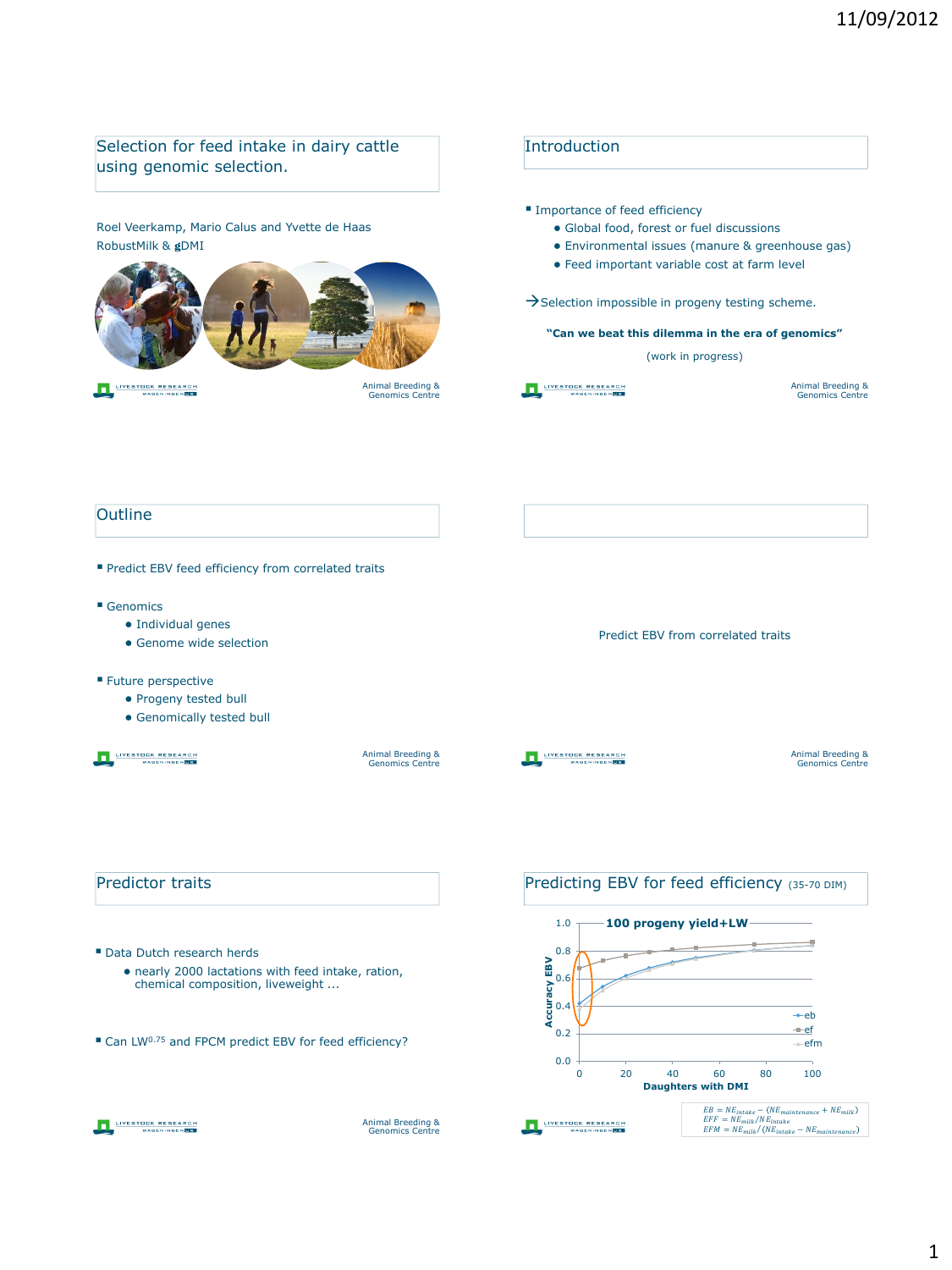## Selection for feed intake in dairy cattle using genomic selection.

Roel Veerkamp, Mario Calus and Yvette de Haas
RobustMilk & gDMI

## Introduction

- Importance of feed efficiency
  - Global food, forest or fuel discussions
  - Environmental issues (manure & greenhouse gas)
  - Feed important variable cost at farm level

→Selection impossible in progeny testing scheme.

**"Can we beat this dilemma in the era of genomics"**

(work in progress)

## Outline

- Predict EBV feed efficiency from correlated traits
- Genomics
  - Individual genes
  - Genome wide selection
- Future perspective
  - Progeny tested bull
  - Genomically tested bull

Predict EBV from correlated traits

## Predictor traits

- Data Dutch research herds
  - nearly 2000 lactations with feed intake, ration, chemical composition, liveweight ...
- Can $LW^{0.75}$ and FPCM predict EBV for feed efficiency?

## Predicting EBV for feed efficiency (35-70 DIM)

**100 progeny yield+LW**

Accuracy EBV vs. Daughters with DMI (0–100); series: eb, ef, efm

$$EB = NE_{intake} - (NE_{maintenance} + NE_{milk})$$
$$EFF = NE_{milk}/NE_{intake}$$
$$EFM = NE_{milk}/(NE_{intake} - NE_{maintenance})$$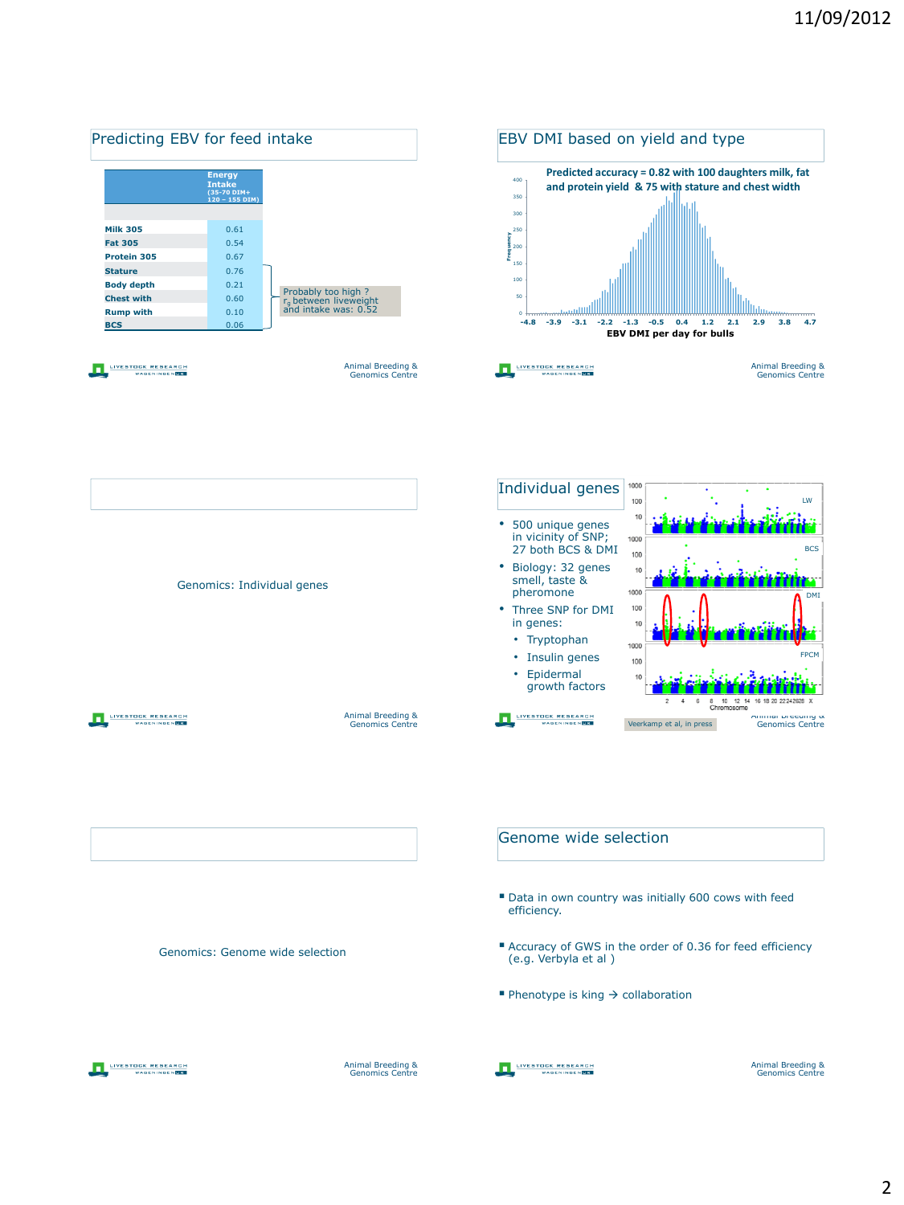## Predicting EBV for feed intake

| | Energy Intake (35-70 DIM+ 120 – 155 DIM) |
|---|---|
| Milk 305 | 0.61 |
| Fat 305 | 0.54 |
| Protein 305 | 0.67 |
| Stature | 0.76 |
| Body depth | 0.21 |
| Chest with | 0.60 |
| Rump with | 0.10 |
| BCS | 0.06 |

Probably too high ? $r_g$ between liveweight and intake was: 0.52

## EBV DMI based on yield and type

Predicted accuracy = 0.82 with 100 daughters milk, fat and protein yield & 75 with stature and chest width

EBV DMI per day for bulls

## Genomics: Individual genes

## Individual genes

- 500 unique genes in vicinity of SNP; 27 both BCS & DMI
- Biology: 32 genes smell, taste & pheromone
- Three SNP for DMI in genes:
  - Tryptophan
  - Insulin genes
  - Epidermal growth factors

Veerkamp et al, in press

## Genomics: Genome wide selection

## Genome wide selection

- Data in own country was initially 600 cows with feed efficiency.
- Accuracy of GWS in the order of 0.36 for feed efficiency (e.g. Verbyla et al )
- Phenotype is king → collaboration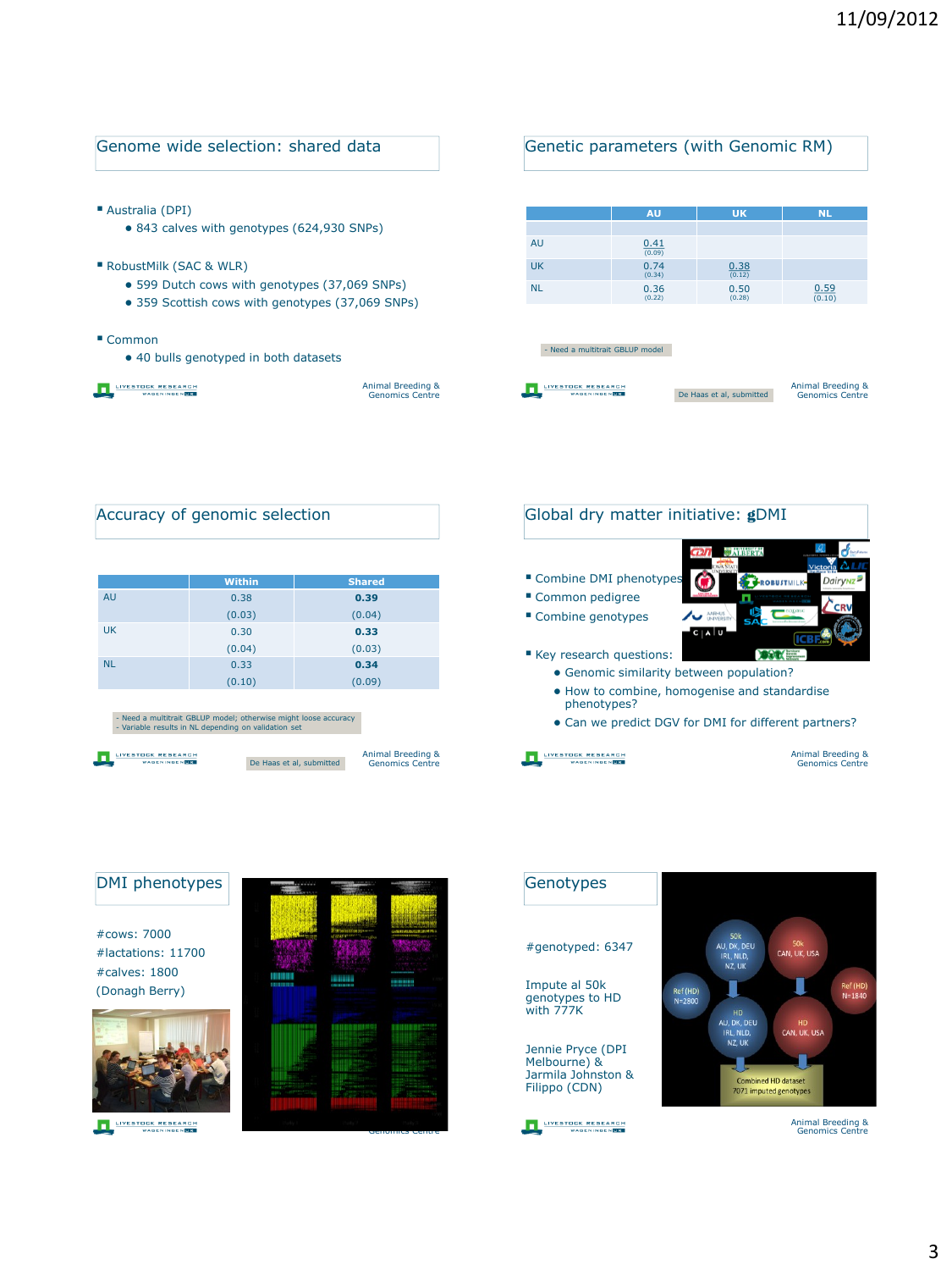## Genome wide selection: shared data

- Australia (DPI)
  - 843 calves with genotypes (624,930 SNPs)
- RobustMilk (SAC & WLR)
  - 599 Dutch cows with genotypes (37,069 SNPs)
  - 359 Scottish cows with genotypes (37,069 SNPs)
- Common
  - 40 bulls genotyped in both datasets

## Genetic parameters (with Genomic RM)

| | AU | UK | NL |
|---|---|---|---|
| AU | 0.41 (0.09) | | |
| UK | 0.74 (0.34) | 0.38 (0.12) | |
| NL | 0.36 (0.22) | 0.50 (0.28) | 0.59 (0.10) |

- Need a multitrait GBLUP model

De Haas et al, submitted

## Accuracy of genomic selection

| | Within | Shared |
|---|---|---|
| AU | 0.38 (0.03) | **0.39** (0.04) |
| UK | 0.30 (0.04) | **0.33** (0.03) |
| NL | 0.33 (0.10) | **0.34** (0.09) |

- Need a multitrait GBLUP model; otherwise might loose accuracy
- Variable results in NL depending on validation set

De Haas et al, submitted

## Global dry matter initiative: gDMI

- Combine DMI phenotypes
- Common pedigree
- Combine genotypes
- Key research questions:
  - Genomic similarity between population?
  - How to combine, homogenise and standardise phenotypes?
  - Can we predict DGV for DMI for different partners?

## DMI phenotypes

#cows: 7000
#lactations: 11700
#calves: 1800
(Donagh Berry)

## Genotypes

#genotyped: 6347

Impute al 50k genotypes to HD with 777K

Jennie Pryce (DPI Melbourne) & Jarmila Johnston & Filippo (CDN)

50k AU, DK, DEU IRL, NLD, NZ, UK → HD AU, DK, DEU IRL, NLD, NZ, UK (Ref (HD) N=2800)
50k CAN, UK, USA → HD CAN, UK, USA (Ref (HD) N=1840)
Combined HD dataset 7073 imputed genotypes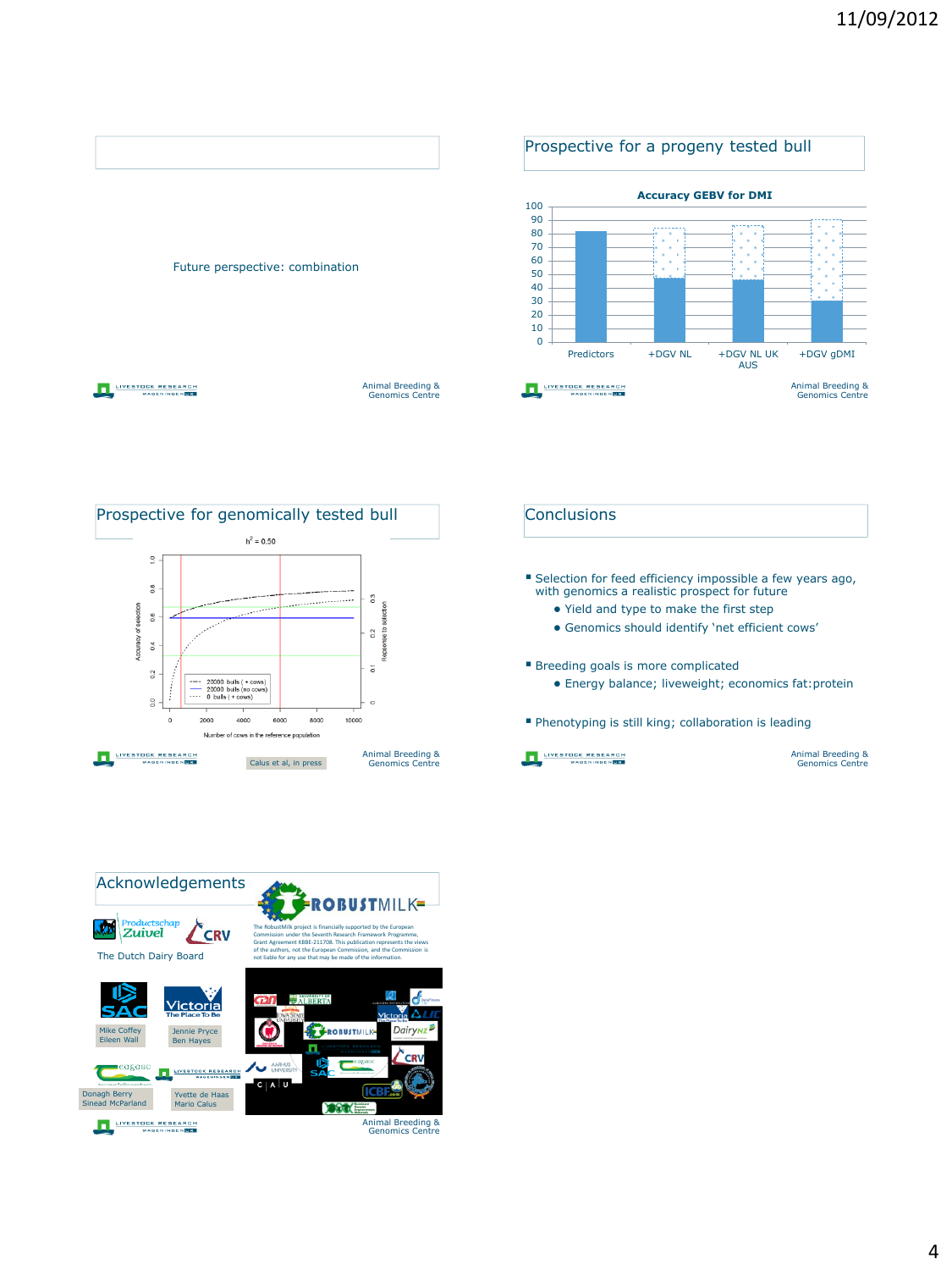Future perspective: combination

## Prospective for a progeny tested bull

Accuracy GEBV for DMI

100
90
80
70
60
50
40
30
20
10
0

Predictors
+DGV NL
+DGV NL UK AUS
+DGV gDMI

## Prospective for genomically tested bull

$h^2 = 0.50$

Accuracy of selection
Response to selection
Number of cows in the reference population

20000 bulls ( + cows)
20000 bulls (no cows)
0 bulls ( + cows)

Calus et al, in press

## Conclusions

- Selection for feed efficiency impossible a few years ago, with genomics a realistic prospect for future
  - Yield and type to make the first step
  - Genomics should identify 'net efficient cows'
- Breeding goals is more complicated
  - Energy balance; liveweight; economics fat:protein
- Phenotyping is still king; collaboration is leading

## Acknowledgements

The Dutch Dairy Board

Mike Coffey
Eileen Wall

Jennie Pryce
Ben Hayes

Donagh Berry
Sinead McParland

Yvette de Haas
Mario Calus

The RobustMilk project is financially supported by the European Commission under the Seventh Research Framework Programme, Grant Agreement KBBE-211708. This publication represents the views of the authors, not the European Commission, and the Commission is not liable for any use that may be made of the information.